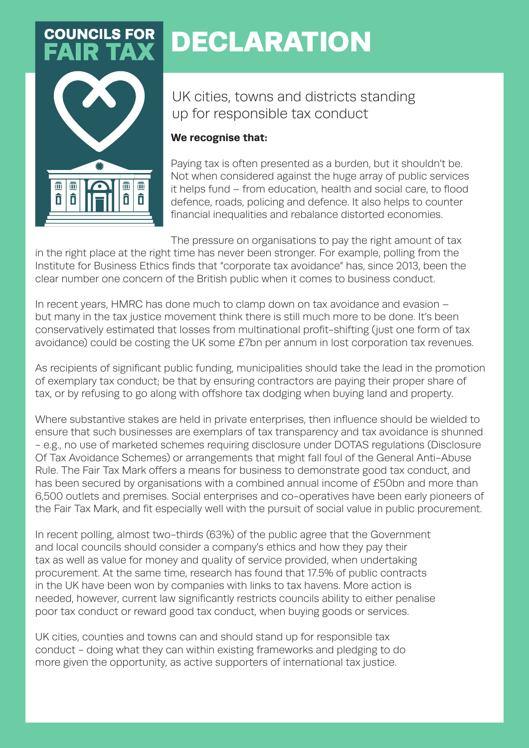**COUNCILS FOR FAIR TAX**

# DECLARATION

## UK cities, towns and districts standing up for responsible tax conduct

**We recognise that:**

Paying tax is often presented as a burden, but it shouldn't be. Not when considered against the huge array of public services it helps fund – from education, health and social care, to flood defence, roads, policing and defence. It also helps to counter financial inequalities and rebalance distorted economies.

The pressure on organisations to pay the right amount of tax in the right place at the right time has never been stronger. For example, polling from the Institute for Business Ethics finds that "corporate tax avoidance" has, since 2013, been the clear number one concern of the British public when it comes to business conduct.

In recent years, HMRC has done much to clamp down on tax avoidance and evasion – but many in the tax justice movement think there is still much more to be done. It's been conservatively estimated that losses from multinational profit-shifting (just one form of tax avoidance) could be costing the UK some £7bn per annum in lost corporation tax revenues.

As recipients of significant public funding, municipalities should take the lead in the promotion of exemplary tax conduct; be that by ensuring contractors are paying their proper share of tax, or by refusing to go along with offshore tax dodging when buying land and property.

Where substantive stakes are held in private enterprises, then influence should be wielded to ensure that such businesses are exemplars of tax transparency and tax avoidance is shunned - e.g., no use of marketed schemes requiring disclosure under DOTAS regulations (Disclosure Of Tax Avoidance Schemes) or arrangements that might fall foul of the General Anti-Abuse Rule. The Fair Tax Mark offers a means for business to demonstrate good tax conduct, and has been secured by organisations with a combined annual income of £50bn and more than 6,500 outlets and premises. Social enterprises and co-operatives have been early pioneers of the Fair Tax Mark, and fit especially well with the pursuit of social value in public procurement.

In recent polling, almost two-thirds (63%) of the public agree that the Government and local councils should consider a company's ethics and how they pay their tax as well as value for money and quality of service provided, when undertaking procurement. At the same time, research has found that 17.5% of public contracts in the UK have been won by companies with links to tax havens. More action is needed, however, current law significantly restricts councils ability to either penalise poor tax conduct or reward good tax conduct, when buying goods or services.

UK cities, counties and towns can and should stand up for responsible tax conduct - doing what they can within existing frameworks and pledging to do more given the opportunity, as active supporters of international tax justice.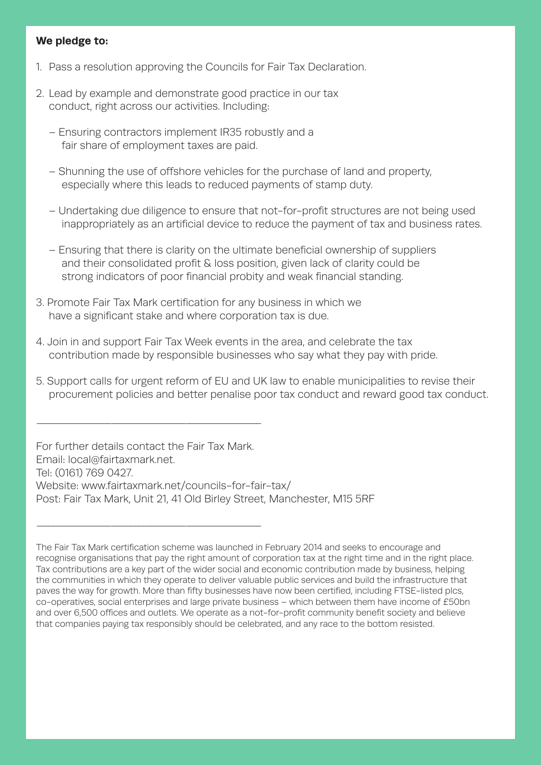**We pledge to:**

1. Pass a resolution approving the Councils for Fair Tax Declaration.
2. Lead by example and demonstrate good practice in our tax conduct, right across our activities. Including:
   - Ensuring contractors implement IR35 robustly and a fair share of employment taxes are paid.
   - Shunning the use of offshore vehicles for the purchase of land and property, especially where this leads to reduced payments of stamp duty.
   - Undertaking due diligence to ensure that not-for-profit structures are not being used inappropriately as an artificial device to reduce the payment of tax and business rates.
   - Ensuring that there is clarity on the ultimate beneficial ownership of suppliers and their consolidated profit & loss position, given lack of clarity could be strong indicators of poor financial probity and weak financial standing.
3. Promote Fair Tax Mark certification for any business in which we have a significant stake and where corporation tax is due.
4. Join in and support Fair Tax Week events in the area, and celebrate the tax contribution made by responsible businesses who say what they pay with pride.
5. Support calls for urgent reform of EU and UK law to enable municipalities to revise their procurement policies and better penalise poor tax conduct and reward good tax conduct.

---

For further details contact the Fair Tax Mark.
Email: local@fairtaxmark.net.
Tel: (0161) 769 0427.
Website: www.fairtaxmark.net/councils-for-fair-tax/
Post: Fair Tax Mark, Unit 21, 41 Old Birley Street, Manchester, M15 5RF

---

The Fair Tax Mark certification scheme was launched in February 2014 and seeks to encourage and recognise organisations that pay the right amount of corporation tax at the right time and in the right place. Tax contributions are a key part of the wider social and economic contribution made by business, helping the communities in which they operate to deliver valuable public services and build the infrastructure that paves the way for growth. More than fifty businesses have now been certified, including FTSE-listed plcs, co-operatives, social enterprises and large private business – which between them have income of £50bn and over 6,500 offices and outlets. We operate as a not-for-profit community benefit society and believe that companies paying tax responsibly should be celebrated, and any race to the bottom resisted.